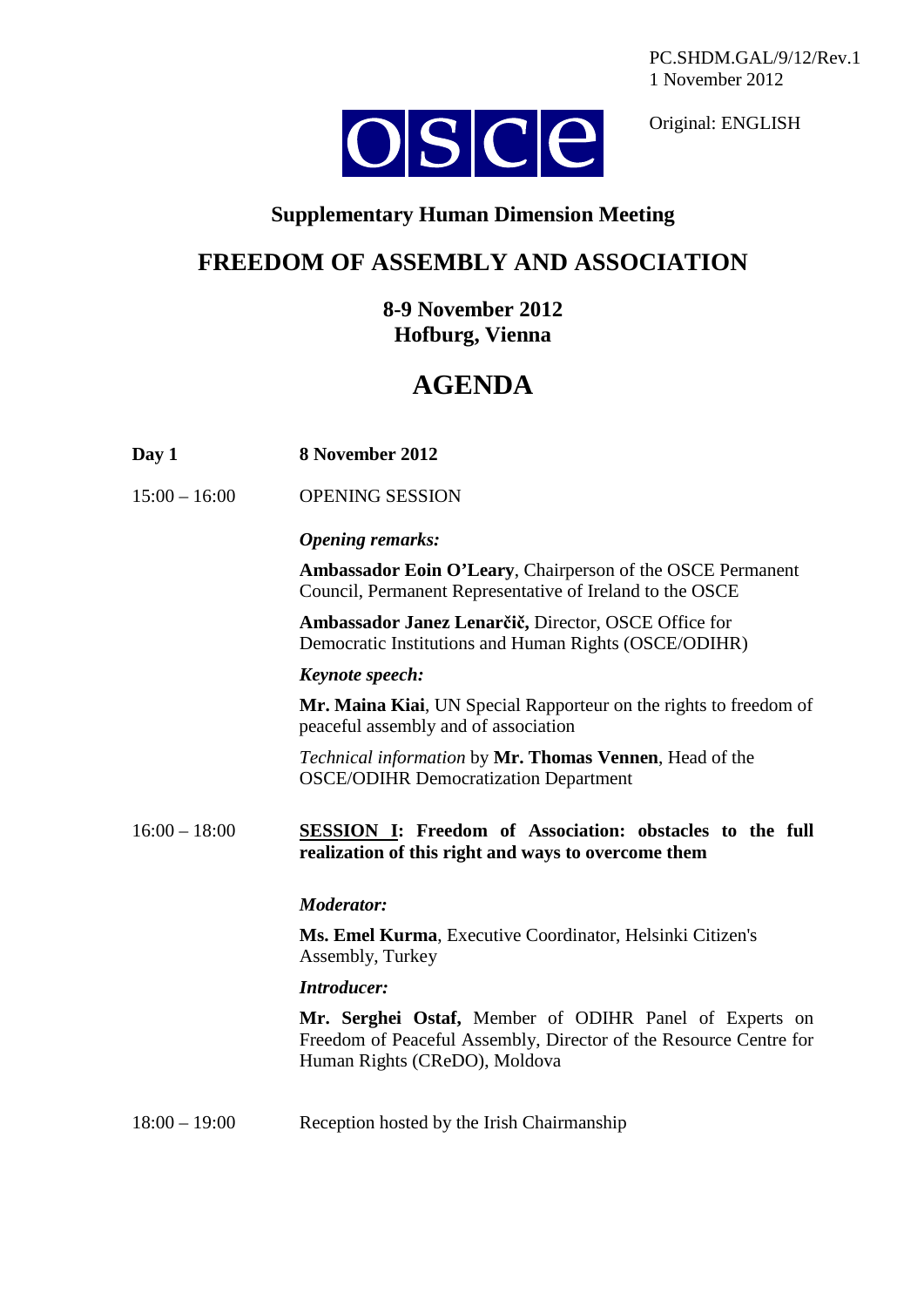PC.SHDM.GAL/9/12/Rev.1
1 November 2012

Original: ENGLISH

OSCE

## Supplementary Human Dimension Meeting

# FREEDOM OF ASSEMBLY AND ASSOCIATION

### 8-9 November 2012
### Hofburg, Vienna

# AGENDA

| | |
|---|---|
| **Day 1** | **8 November 2012** |
| 15:00 – 16:00 | OPENING SESSION<br><br>***Opening remarks:***<br><br>**Ambassador Eoin O'Leary**, Chairperson of the OSCE Permanent Council, Permanent Representative of Ireland to the OSCE<br><br>**Ambassador Janez Lenarčič,** Director, OSCE Office for Democratic Institutions and Human Rights (OSCE/ODIHR)<br><br>***Keynote speech:***<br><br>**Mr. Maina Kiai**, UN Special Rapporteur on the rights to freedom of peaceful assembly and of association<br><br>*Technical information* by **Mr. Thomas Vennen**, Head of the OSCE/ODIHR Democratization Department |
| 16:00 – 18:00 | **SESSION I: Freedom of Association: obstacles to the full realization of this right and ways to overcome them**<br><br>***Moderator:***<br><br>**Ms. Emel Kurma**, Executive Coordinator, Helsinki Citizen's Assembly, Turkey<br><br>***Introducer:***<br><br>**Mr. Serghei Ostaf,** Member of ODIHR Panel of Experts on Freedom of Peaceful Assembly, Director of the Resource Centre for Human Rights (CReDO), Moldova |
| 18:00 – 19:00 | Reception hosted by the Irish Chairmanship |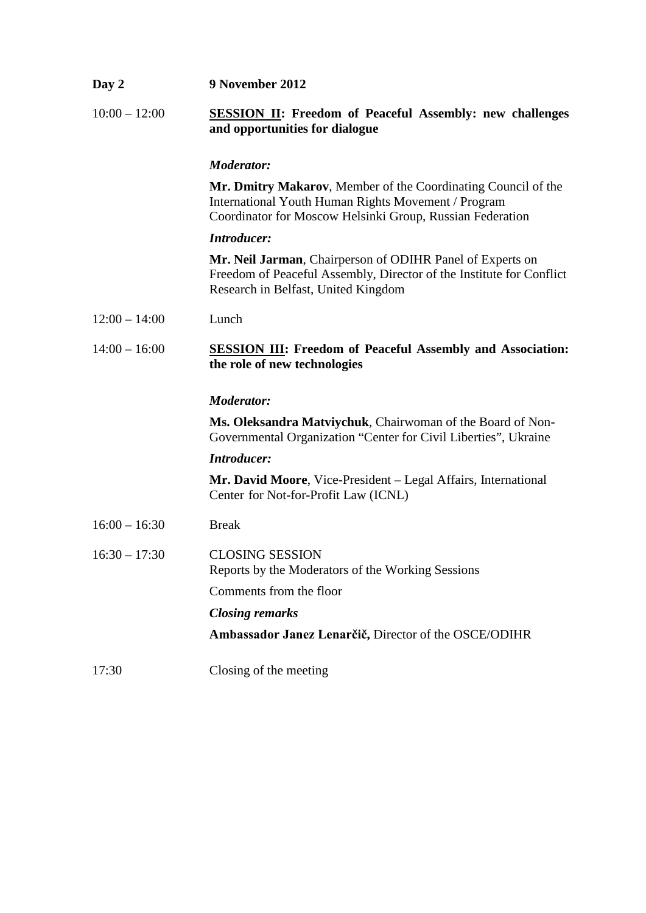**Day 2** **9 November 2012**

10:00 – 12:00 **<u>SESSION II</u>: Freedom of Peaceful Assembly: new challenges and opportunities for dialogue**

***Moderator:***

**Mr. Dmitry Makarov**, Member of the Coordinating Council of the International Youth Human Rights Movement / Program Coordinator for Moscow Helsinki Group, Russian Federation

***Introducer:***

**Mr. Neil Jarman**, Chairperson of ODIHR Panel of Experts on Freedom of Peaceful Assembly, Director of the Institute for Conflict Research in Belfast, United Kingdom

12:00 – 14:00 Lunch

14:00 – 16:00 **<u>SESSION III</u>: Freedom of Peaceful Assembly and Association: the role of new technologies**

***Moderator:***

**Ms. Oleksandra Matviychuk**, Chairwoman of the Board of Non-Governmental Organization "Center for Civil Liberties", Ukraine

***Introducer:***

**Mr. David Moore**, Vice-President – Legal Affairs, International Center for Not-for-Profit Law (ICNL)

16:00 – 16:30 Break

16:30 – 17:30 CLOSING SESSION

Reports by the Moderators of the Working Sessions

Comments from the floor

***Closing remarks***

**Ambassador Janez Lenarčič,** Director of the OSCE/ODIHR

17:30 Closing of the meeting